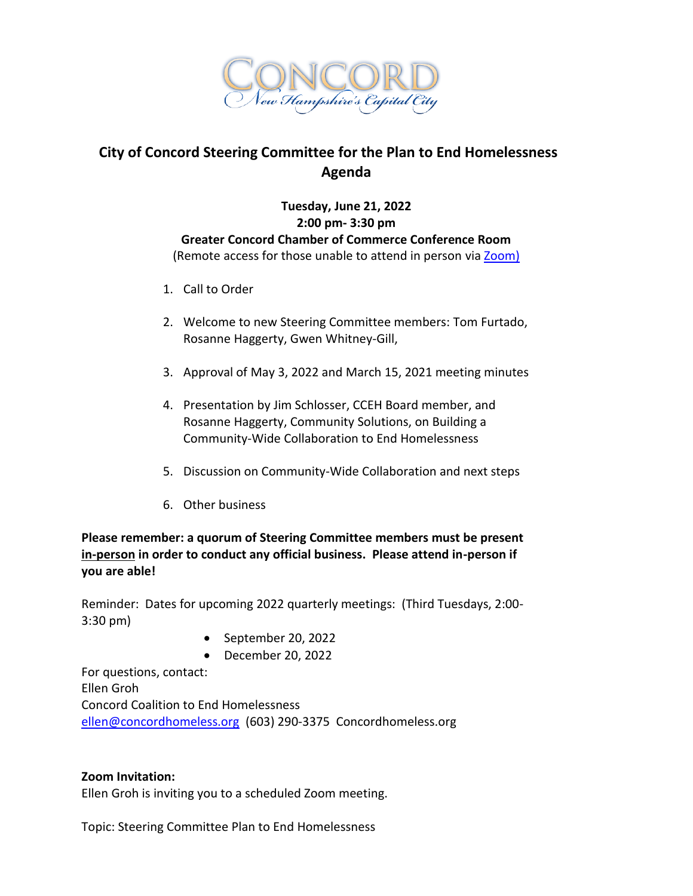CONCORD
New Hampshire's Capital City

# City of Concord Steering Committee for the Plan to End Homelessness Agenda

**Tuesday, June 21, 2022**
**2:00 pm- 3:30 pm**
**Greater Concord Chamber of Commerce Conference Room**
(Remote access for those unable to attend in person via Zoom)

1. Call to Order
2. Welcome to new Steering Committee members: Tom Furtado, Rosanne Haggerty, Gwen Whitney-Gill,
3. Approval of May 3, 2022 and March 15, 2021 meeting minutes
4. Presentation by Jim Schlosser, CCEH Board member, and Rosanne Haggerty, Community Solutions, on Building a Community-Wide Collaboration to End Homelessness
5. Discussion on Community-Wide Collaboration and next steps
6. Other business

**Please remember: a quorum of Steering Committee members must be present <u>in-person</u> in order to conduct any official business. Please attend in-person if you are able!**

Reminder: Dates for upcoming 2022 quarterly meetings: (Third Tuesdays, 2:00-3:30 pm)

- September 20, 2022
- December 20, 2022

For questions, contact:
Ellen Groh
Concord Coalition to End Homelessness
ellen@concordhomeless.org (603) 290-3375 Concordhomeless.org

**Zoom Invitation:**
Ellen Groh is inviting you to a scheduled Zoom meeting.

Topic: Steering Committee Plan to End Homelessness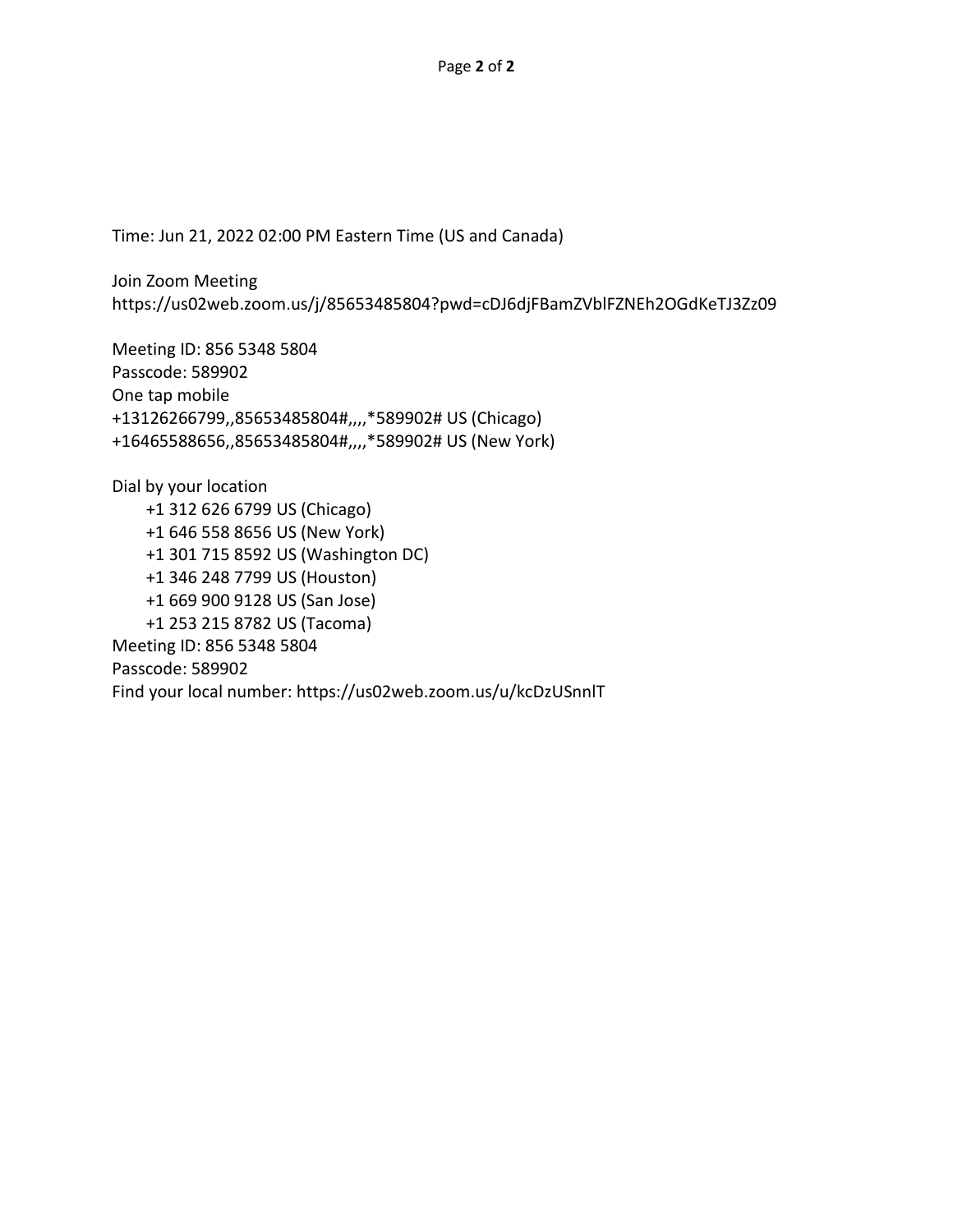Time: Jun 21, 2022 02:00 PM Eastern Time (US and Canada)

Join Zoom Meeting
https://us02web.zoom.us/j/85653485804?pwd=cDJ6djFBamZVblFZNEh2OGdKeTJ3Zz09

Meeting ID: 856 5348 5804
Passcode: 589902
One tap mobile
+13126266799,,85653485804#,,,,*589902# US (Chicago)
+16465588656,,85653485804#,,,,*589902# US (New York)

Dial by your location
  +1 312 626 6799 US (Chicago)
  +1 646 558 8656 US (New York)
  +1 301 715 8592 US (Washington DC)
  +1 346 248 7799 US (Houston)
  +1 669 900 9128 US (San Jose)
  +1 253 215 8782 US (Tacoma)
Meeting ID: 856 5348 5804
Passcode: 589902
Find your local number: https://us02web.zoom.us/u/kcDzUSnnlT